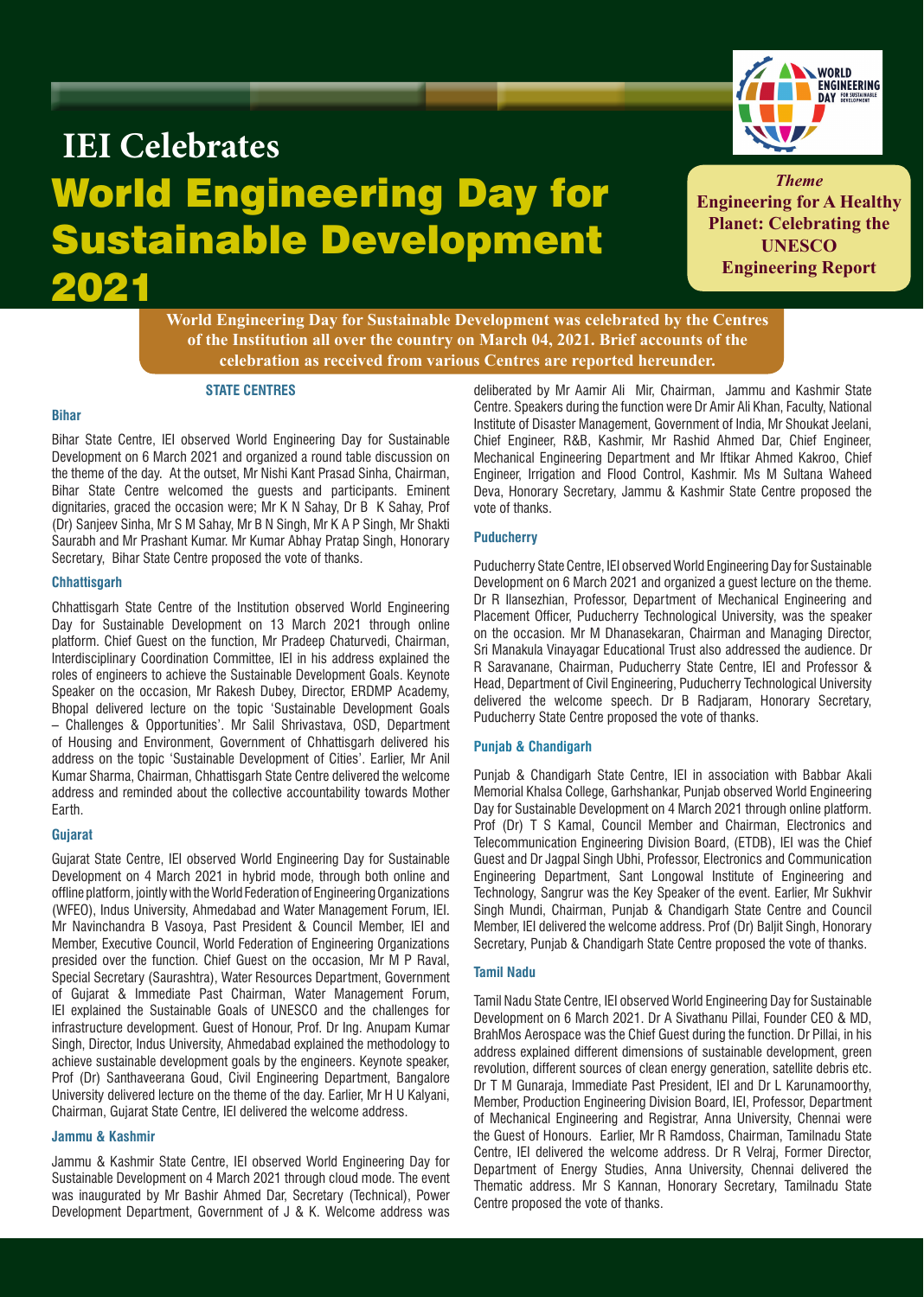# IEI Celebrates

# World Engineering Day for Sustainable Development 2021

*Theme*

**Engineering for A Healthy Planet: Celebrating the UNESCO Engineering Report**

**World Engineering Day for Sustainable Development was celebrated by the Centres of the Institution all over the country on March 04, 2021. Brief accounts of the celebration as received from various Centres are reported hereunder.**

## STATE CENTRES

### Bihar

Bihar State Centre, IEI observed World Engineering Day for Sustainable Development on 6 March 2021 and organized a round table discussion on the theme of the day. At the outset, Mr Nishi Kant Prasad Sinha, Chairman, Bihar State Centre welcomed the guests and participants. Eminent dignitaries, graced the occasion were; Mr K N Sahay, Dr B K Sahay, Prof (Dr) Sanjeev Sinha, Mr S M Sahay, Mr B N Singh, Mr K A P Singh, Mr Shakti Saurabh and Mr Prashant Kumar. Mr Kumar Abhay Pratap Singh, Honorary Secretary, Bihar State Centre proposed the vote of thanks.

### Chhattisgarh

Chhattisgarh State Centre of the Institution observed World Engineering Day for Sustainable Development on 13 March 2021 through online platform. Chief Guest on the function, Mr Pradeep Chaturvedi, Chairman, Interdisciplinary Coordination Committee, IEI in his address explained the roles of engineers to achieve the Sustainable Development Goals. Keynote Speaker on the occasion, Mr Rakesh Dubey, Director, ERDMP Academy, Bhopal delivered lecture on the topic 'Sustainable Development Goals – Challenges & Opportunities'. Mr Salil Shrivastava, OSD, Department of Housing and Environment, Government of Chhattisgarh delivered his address on the topic 'Sustainable Development of Cities'. Earlier, Mr Anil Kumar Sharma, Chairman, Chhattisgarh State Centre delivered the welcome address and reminded about the collective accountability towards Mother Earth.

### Gujarat

Gujarat State Centre, IEI observed World Engineering Day for Sustainable Development on 4 March 2021 in hybrid mode, through both online and offline platform, jointly with the World Federation of Engineering Organizations (WFEO), Indus University, Ahmedabad and Water Management Forum, IEI. Mr Navinchandra B Vasoya, Past President & Council Member, IEI and Member, Executive Council, World Federation of Engineering Organizations presided over the function. Chief Guest on the occasion, Mr M P Raval, Special Secretary (Saurashtra), Water Resources Department, Government of Gujarat & Immediate Past Chairman, Water Management Forum, IEI explained the Sustainable Goals of UNESCO and the challenges for infrastructure development. Guest of Honour, Prof. Dr Ing. Anupam Kumar Singh, Director, Indus University, Ahmedabad explained the methodology to achieve sustainable development goals by the engineers. Keynote speaker, Prof (Dr) Santhaveerana Goud, Civil Engineering Department, Bangalore University delivered lecture on the theme of the day. Earlier, Mr H U Kalyani, Chairman, Gujarat State Centre, IEI delivered the welcome address.

### Jammu & Kashmir

Jammu & Kashmir State Centre, IEI observed World Engineering Day for Sustainable Development on 4 March 2021 through cloud mode. The event was inaugurated by Mr Bashir Ahmed Dar, Secretary (Technical), Power Development Department, Government of J & K. Welcome address was deliberated by Mr Aamir Ali Mir, Chairman, Jammu and Kashmir State Centre. Speakers during the function were Dr Amir Ali Khan, Faculty, National Institute of Disaster Management, Government of India, Mr Shoukat Jeelani, Chief Engineer, R&B, Kashmir, Mr Rashid Ahmed Dar, Chief Engineer, Mechanical Engineering Department and Mr Iftikar Ahmed Kakroo, Chief Engineer, Irrigation and Flood Control, Kashmir. Ms M Sultana Waheed Deva, Honorary Secretary, Jammu & Kashmir State Centre proposed the vote of thanks.

### Puducherry

Puducherry State Centre, IEI observed World Engineering Day for Sustainable Development on 6 March 2021 and organized a guest lecture on the theme. Dr R Ilansezhian, Professor, Department of Mechanical Engineering and Placement Officer, Puducherry Technological University, was the speaker on the occasion. Mr M Dhanasekaran, Chairman and Managing Director, Sri Manakula Vinayagar Educational Trust also addressed the audience. Dr R Saravanane, Chairman, Puducherry State Centre, IEI and Professor & Head, Department of Civil Engineering, Puducherry Technological University delivered the welcome speech. Dr B Radjaram, Honorary Secretary, Puducherry State Centre proposed the vote of thanks.

### Punjab & Chandigarh

Punjab & Chandigarh State Centre, IEI in association with Babbar Akali Memorial Khalsa College, Garhshankar, Punjab observed World Engineering Day for Sustainable Development on 4 March 2021 through online platform. Prof (Dr) T S Kamal, Council Member and Chairman, Electronics and Telecommunication Engineering Division Board, (ETDB), IEI was the Chief Guest and Dr Jagpal Singh Ubhi, Professor, Electronics and Communication Engineering Department, Sant Longowal Institute of Engineering and Technology, Sangrur was the Key Speaker of the event. Earlier, Mr Sukhvir Singh Mundi, Chairman, Punjab & Chandigarh State Centre and Council Member, IEI delivered the welcome address. Prof (Dr) Baljit Singh, Honorary Secretary, Punjab & Chandigarh State Centre proposed the vote of thanks.

### Tamil Nadu

Tamil Nadu State Centre, IEI observed World Engineering Day for Sustainable Development on 6 March 2021. Dr A Sivathanu Pillai, Founder CEO & MD, BrahMos Aerospace was the Chief Guest during the function. Dr Pillai, in his address explained different dimensions of sustainable development, green revolution, different sources of clean energy generation, satellite debris etc. Dr T M Gunaraja, Immediate Past President, IEI and Dr L Karunamoorthy, Member, Production Engineering Division Board, IEI, Professor, Department of Mechanical Engineering and Registrar, Anna University, Chennai were the Guest of Honours. Earlier, Mr R Ramdoss, Chairman, Tamilnadu State Centre, IEI delivered the welcome address. Dr R Velraj, Former Director, Department of Energy Studies, Anna University, Chennai delivered the Thematic address. Mr S Kannan, Honorary Secretary, Tamilnadu State Centre proposed the vote of thanks.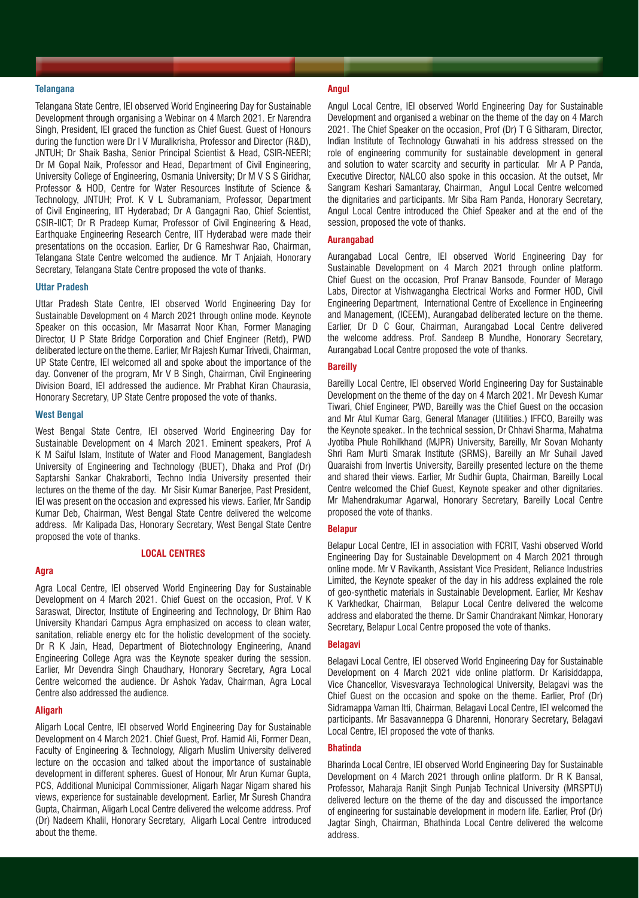### Telangana

Telangana State Centre, IEI observed World Engineering Day for Sustainable Development through organising a Webinar on 4 March 2021. Er Narendra Singh, President, IEI graced the function as Chief Guest. Guest of Honours during the function were Dr I V Muralikrisha, Professor and Director (R&D), JNTUH; Dr Shaik Basha, Senior Principal Scientist & Head, CSIR-NEERI; Dr M Gopal Naik, Professor and Head, Department of Civil Engineering, University College of Engineering, Osmania University; Dr M V S S Giridhar, Professor & HOD, Centre for Water Resources Institute of Science & Technology, JNTUH; Prof. K V L Subramaniam, Professor, Department of Civil Engineering, IIT Hyderabad; Dr A Gangagni Rao, Chief Scientist, CSIR-IICT; Dr R Pradeep Kumar, Professor of Civil Engineering & Head, Earthquake Engineering Research Centre, IIT Hyderabad were made their presentations on the occasion. Earlier, Dr G Rameshwar Rao, Chairman, Telangana State Centre welcomed the audience. Mr T Anjaiah, Honorary Secretary, Telangana State Centre proposed the vote of thanks.

### Uttar Pradesh

Uttar Pradesh State Centre, IEI observed World Engineering Day for Sustainable Development on 4 March 2021 through online mode. Keynote Speaker on this occasion, Mr Masarrat Noor Khan, Former Managing Director, U P State Bridge Corporation and Chief Engineer (Retd), PWD deliberated lecture on the theme. Earlier, Mr Rajesh Kumar Trivedi, Chairman, UP State Centre, IEI welcomed all and spoke about the importance of the day. Convener of the program, Mr V B Singh, Chairman, Civil Engineering Division Board, IEI addressed the audience. Mr Prabhat Kiran Chaurasia, Honorary Secretary, UP State Centre proposed the vote of thanks.

### West Bengal

West Bengal State Centre, IEI observed World Engineering Day for Sustainable Development on 4 March 2021. Eminent speakers, Prof A K M Saiful Islam, Institute of Water and Flood Management, Bangladesh University of Engineering and Technology (BUET), Dhaka and Prof (Dr) Saptarshi Sankar Chakraborti, Techno India University presented their lectures on the theme of the day. Mr Sisir Kumar Banerjee, Past President, IEI was present on the occasion and expressed his views. Earlier, Mr Sandip Kumar Deb, Chairman, West Bengal State Centre delivered the welcome address. Mr Kalipada Das, Honorary Secretary, West Bengal State Centre proposed the vote of thanks.

## LOCAL CENTRES

### Agra

Agra Local Centre, IEI observed World Engineering Day for Sustainable Development on 4 March 2021. Chief Guest on the occasion, Prof. V K Saraswat, Director, Institute of Engineering and Technology, Dr Bhim Rao University Khandari Campus Agra emphasized on access to clean water, sanitation, reliable energy etc for the holistic development of the society. Dr R K Jain, Head, Department of Biotechnology Engineering, Anand Engineering College Agra was the Keynote speaker during the session. Earlier, Mr Devendra Singh Chaudhary, Honorary Secretary, Agra Local Centre welcomed the audience. Dr Ashok Yadav, Chairman, Agra Local Centre also addressed the audience.

### Aligarh

Aligarh Local Centre, IEI observed World Engineering Day for Sustainable Development on 4 March 2021. Chief Guest, Prof. Hamid Ali, Former Dean, Faculty of Engineering & Technology, Aligarh Muslim University delivered lecture on the occasion and talked about the importance of sustainable development in different spheres. Guest of Honour, Mr Arun Kumar Gupta, PCS, Additional Municipal Commissioner, Aligarh Nagar Nigam shared his views, experience for sustainable development. Earlier, Mr Suresh Chandra Gupta, Chairman, Aligarh Local Centre delivered the welcome address. Prof (Dr) Nadeem Khalil, Honorary Secretary, Aligarh Local Centre introduced about the theme.

### Angul

Angul Local Centre, IEI observed World Engineering Day for Sustainable Development and organised a webinar on the theme of the day on 4 March 2021. The Chief Speaker on the occasion, Prof (Dr) T G Sitharam, Director, Indian Institute of Technology Guwahati in his address stressed on the role of engineering community for sustainable development in general and solution to water scarcity and security in particular. Mr A P Panda, Executive Director, NALCO also spoke in this occasion. At the outset, Mr Sangram Keshari Samantaray, Chairman, Angul Local Centre welcomed the dignitaries and participants. Mr Siba Ram Panda, Honorary Secretary, Angul Local Centre introduced the Chief Speaker and at the end of the session, proposed the vote of thanks.

### Aurangabad

Aurangabad Local Centre, IEI observed World Engineering Day for Sustainable Development on 4 March 2021 through online platform. Chief Guest on the occasion, Prof Pranav Bansode, Founder of Merago Labs, Director at Vishwagangha Electrical Works and Former HOD, Civil Engineering Department, International Centre of Excellence in Engineering and Management, (ICEEM), Aurangabad deliberated lecture on the theme. Earlier, Dr D C Gour, Chairman, Aurangabad Local Centre delivered the welcome address. Prof. Sandeep B Mundhe, Honorary Secretary, Aurangabad Local Centre proposed the vote of thanks.

### Bareilly

Bareilly Local Centre, IEI observed World Engineering Day for Sustainable Development on the theme of the day on 4 March 2021. Mr Devesh Kumar Tiwari, Chief Engineer, PWD, Bareilly was the Chief Guest on the occasion and Mr Atul Kumar Garg, General Manager (Utilities.) IFFCO, Bareilly was the Keynote speaker.. In the technical session, Dr Chhavi Sharma, Mahatma Jyotiba Phule Rohilkhand (MJPR) University, Bareilly, Mr Sovan Mohanty Shri Ram Murti Smarak Institute (SRMS), Bareilly an Mr Suhail Javed Quaraishi from Invertis University, Bareilly presented lecture on the theme and shared their views. Earlier, Mr Sudhir Gupta, Chairman, Bareilly Local Centre welcomed the Chief Guest, Keynote speaker and other dignitaries. Mr Mahendrakumar Agarwal, Honorary Secretary, Bareilly Local Centre proposed the vote of thanks.

### Belapur

Belapur Local Centre, IEI in association with FCRIT, Vashi observed World Engineering Day for Sustainable Development on 4 March 2021 through online mode. Mr V Ravikanth, Assistant Vice President, Reliance Industries Limited, the Keynote speaker of the day in his address explained the role of geo-synthetic materials in Sustainable Development. Earlier, Mr Keshav K Varkhedkar, Chairman, Belapur Local Centre delivered the welcome address and elaborated the theme. Dr Samir Chandrakant Nimkar, Honorary Secretary, Belapur Local Centre proposed the vote of thanks.

### Belagavi

Belagavi Local Centre, IEI observed World Engineering Day for Sustainable Development on 4 March 2021 vide online platform. Dr Karisiddappa, Vice Chancellor, Visvesvaraya Technological University, Belagavi was the Chief Guest on the occasion and spoke on the theme. Earlier, Prof (Dr) Sidramappa Vaman Itti, Chairman, Belagavi Local Centre, IEI welcomed the participants. Mr Basavanneppa G Dharenni, Honorary Secretary, Belagavi Local Centre, IEI proposed the vote of thanks.

### Bhatinda

Bharinda Local Centre, IEI observed World Engineering Day for Sustainable Development on 4 March 2021 through online platform. Dr R K Bansal, Professor, Maharaja Ranjit Singh Punjab Technical University (MRSPTU) delivered lecture on the theme of the day and discussed the importance of engineering for sustainable development in modern life. Earlier, Prof (Dr) Jagtar Singh, Chairman, Bhathinda Local Centre delivered the welcome address.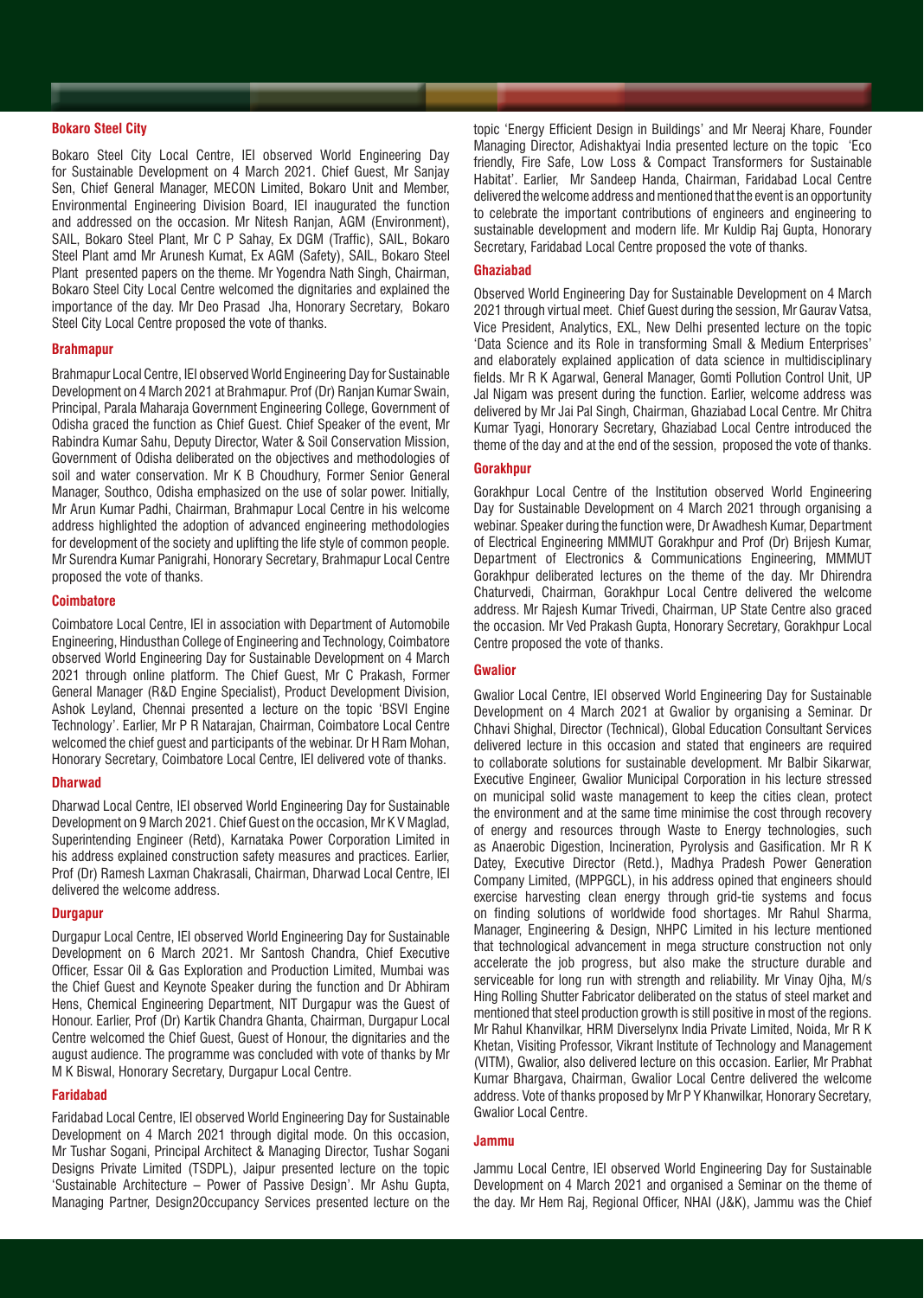### Bokaro Steel City

Bokaro Steel City Local Centre, IEI observed World Engineering Day for Sustainable Development on 4 March 2021. Chief Guest, Mr Sanjay Sen, Chief General Manager, MECON Limited, Bokaro Unit and Member, Environmental Engineering Division Board, IEI inaugurated the function and addressed on the occasion. Mr Nitesh Ranjan, AGM (Environment), SAIL, Bokaro Steel Plant, Mr C P Sahay, Ex DGM (Traffic), SAIL, Bokaro Steel Plant amd Mr Arunesh Kumat, Ex AGM (Safety), SAIL, Bokaro Steel Plant presented papers on the theme. Mr Yogendra Nath Singh, Chairman, Bokaro Steel City Local Centre welcomed the dignitaries and explained the importance of the day. Mr Deo Prasad Jha, Honorary Secretary, Bokaro Steel City Local Centre proposed the vote of thanks.

### Brahmapur

Brahmapur Local Centre, IEI observed World Engineering Day for Sustainable Development on 4 March 2021 at Brahmapur. Prof (Dr) Ranjan Kumar Swain, Principal, Parala Maharaja Government Engineering College, Government of Odisha graced the function as Chief Guest. Chief Speaker of the event, Mr Rabindra Kumar Sahu, Deputy Director, Water & Soil Conservation Mission, Government of Odisha deliberated on the objectives and methodologies of soil and water conservation. Mr K B Choudhury, Former Senior General Manager, Southco, Odisha emphasized on the use of solar power. Initially, Mr Arun Kumar Padhi, Chairman, Brahmapur Local Centre in his welcome address highlighted the adoption of advanced engineering methodologies for development of the society and uplifting the life style of common people. Mr Surendra Kumar Panigrahi, Honorary Secretary, Brahmapur Local Centre proposed the vote of thanks.

### Coimbatore

Coimbatore Local Centre, IEI in association with Department of Automobile Engineering, Hindusthan College of Engineering and Technology, Coimbatore observed World Engineering Day for Sustainable Development on 4 March 2021 through online platform. The Chief Guest, Mr C Prakash, Former General Manager (R&D Engine Specialist), Product Development Division, Ashok Leyland, Chennai presented a lecture on the topic 'BSVI Engine Technology'. Earlier, Mr P R Natarajan, Chairman, Coimbatore Local Centre welcomed the chief guest and participants of the webinar. Dr H Ram Mohan, Honorary Secretary, Coimbatore Local Centre, IEI delivered vote of thanks.

### Dharwad

Dharwad Local Centre, IEI observed World Engineering Day for Sustainable Development on 9 March 2021. Chief Guest on the occasion, Mr K V Maglad, Superintending Engineer (Retd), Karnataka Power Corporation Limited in his address explained construction safety measures and practices. Earlier, Prof (Dr) Ramesh Laxman Chakrasali, Chairman, Dharwad Local Centre, IEI delivered the welcome address.

### Durgapur

Durgapur Local Centre, IEI observed World Engineering Day for Sustainable Development on 6 March 2021. Mr Santosh Chandra, Chief Executive Officer, Essar Oil & Gas Exploration and Production Limited, Mumbai was the Chief Guest and Keynote Speaker during the function and Dr Abhiram Hens, Chemical Engineering Department, NIT Durgapur was the Guest of Honour. Earlier, Prof (Dr) Kartik Chandra Ghanta, Chairman, Durgapur Local Centre welcomed the Chief Guest, Guest of Honour, the dignitaries and the august audience. The programme was concluded with vote of thanks by Mr M K Biswal, Honorary Secretary, Durgapur Local Centre.

### Faridabad

Faridabad Local Centre, IEI observed World Engineering Day for Sustainable Development on 4 March 2021 through digital mode. On this occasion, Mr Tushar Sogani, Principal Architect & Managing Director, Tushar Sogani Designs Private Limited (TSDPL), Jaipur presented lecture on the topic 'Sustainable Architecture – Power of Passive Design'. Mr Ashu Gupta, Managing Partner, Design2Occupancy Services presented lecture on the topic 'Energy Efficient Design in Buildings' and Mr Neeraj Khare, Founder Managing Director, Adishaktyai India presented lecture on the topic 'Eco friendly, Fire Safe, Low Loss & Compact Transformers for Sustainable Habitat'. Earlier, Mr Sandeep Handa, Chairman, Faridabad Local Centre delivered the welcome address and mentioned that the event is an opportunity to celebrate the important contributions of engineers and engineering to sustainable development and modern life. Mr Kuldip Raj Gupta, Honorary Secretary, Faridabad Local Centre proposed the vote of thanks.

### Ghaziabad

Observed World Engineering Day for Sustainable Development on 4 March 2021 through virtual meet. Chief Guest during the session, Mr Gaurav Vatsa, Vice President, Analytics, EXL, New Delhi presented lecture on the topic 'Data Science and its Role in transforming Small & Medium Enterprises' and elaborately explained application of data science in multidisciplinary fields. Mr R K Agarwal, General Manager, Gomti Pollution Control Unit, UP Jal Nigam was present during the function. Earlier, welcome address was delivered by Mr Jai Pal Singh, Chairman, Ghaziabad Local Centre. Mr Chitra Kumar Tyagi, Honorary Secretary, Ghaziabad Local Centre introduced the theme of the day and at the end of the session, proposed the vote of thanks.

### Gorakhpur

Gorakhpur Local Centre of the Institution observed World Engineering Day for Sustainable Development on 4 March 2021 through organising a webinar. Speaker during the function were, Dr Awadhesh Kumar, Department of Electrical Engineering MMMUT Gorakhpur and Prof (Dr) Brijesh Kumar, Department of Electronics & Communications Engineering, MMMUT Gorakhpur deliberated lectures on the theme of the day. Mr Dhirendra Chaturvedi, Chairman, Gorakhpur Local Centre delivered the welcome address. Mr Rajesh Kumar Trivedi, Chairman, UP State Centre also graced the occasion. Mr Ved Prakash Gupta, Honorary Secretary, Gorakhpur Local Centre proposed the vote of thanks.

### Gwalior

Gwalior Local Centre, IEI observed World Engineering Day for Sustainable Development on 4 March 2021 at Gwalior by organising a Seminar. Dr Chhavi Shighal, Director (Technical), Global Education Consultant Services delivered lecture in this occasion and stated that engineers are required to collaborate solutions for sustainable development. Mr Balbir Sikarwar, Executive Engineer, Gwalior Municipal Corporation in his lecture stressed on municipal solid waste management to keep the cities clean, protect the environment and at the same time minimise the cost through recovery of energy and resources through Waste to Energy technologies, such as Anaerobic Digestion, Incineration, Pyrolysis and Gasification. Mr R K Datey, Executive Director (Retd.), Madhya Pradesh Power Generation Company Limited, (MPPGCL), in his address opined that engineers should exercise harvesting clean energy through grid-tie systems and focus on finding solutions of worldwide food shortages. Mr Rahul Sharma, Manager, Engineering & Design, NHPC Limited in his lecture mentioned that technological advancement in mega structure construction not only accelerate the job progress, but also make the structure durable and serviceable for long run with strength and reliability. Mr Vinay Ojha, M/s Hing Rolling Shutter Fabricator deliberated on the status of steel market and mentioned that steel production growth is still positive in most of the regions. Mr Rahul Khanvilkar, HRM Diverselynx India Private Limited, Noida, Mr R K Khetan, Visiting Professor, Vikrant Institute of Technology and Management (VITM), Gwalior, also delivered lecture on this occasion. Earlier, Mr Prabhat Kumar Bhargava, Chairman, Gwalior Local Centre delivered the welcome address. Vote of thanks proposed by Mr P Y Khanwilkar, Honorary Secretary, Gwalior Local Centre.

### Jammu

Jammu Local Centre, IEI observed World Engineering Day for Sustainable Development on 4 March 2021 and organised a Seminar on the theme of the day. Mr Hem Raj, Regional Officer, NHAI (J&K), Jammu was the Chief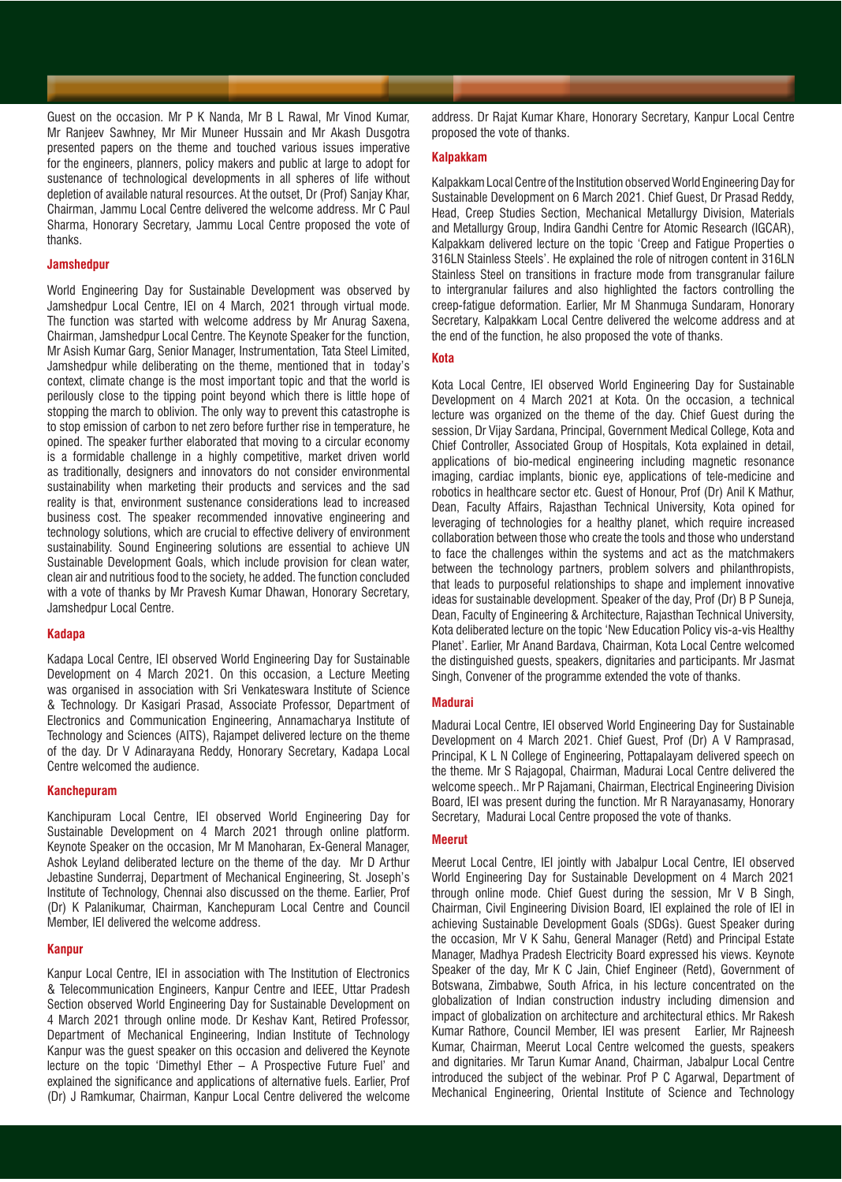Guest on the occasion. Mr P K Nanda, Mr B L Rawal, Mr Vinod Kumar, Mr Ranjeev Sawhney, Mr Mir Muneer Hussain and Mr Akash Dusgotra presented papers on the theme and touched various issues imperative for the engineers, planners, policy makers and public at large to adopt for sustenance of technological developments in all spheres of life without depletion of available natural resources. At the outset, Dr (Prof) Sanjay Khar, Chairman, Jammu Local Centre delivered the welcome address. Mr C Paul Sharma, Honorary Secretary, Jammu Local Centre proposed the vote of thanks.

### Jamshedpur

World Engineering Day for Sustainable Development was observed by Jamshedpur Local Centre, IEI on 4 March, 2021 through virtual mode. The function was started with welcome address by Mr Anurag Saxena, Chairman, Jamshedpur Local Centre. The Keynote Speaker for the function, Mr Asish Kumar Garg, Senior Manager, Instrumentation, Tata Steel Limited, Jamshedpur while deliberating on the theme, mentioned that in today's context, climate change is the most important topic and that the world is perilously close to the tipping point beyond which there is little hope of stopping the march to oblivion. The only way to prevent this catastrophe is to stop emission of carbon to net zero before further rise in temperature, he opined. The speaker further elaborated that moving to a circular economy is a formidable challenge in a highly competitive, market driven world as traditionally, designers and innovators do not consider environmental sustainability when marketing their products and services and the sad reality is that, environment sustenance considerations lead to increased business cost. The speaker recommended innovative engineering and technology solutions, which are crucial to effective delivery of environment sustainability. Sound Engineering solutions are essential to achieve UN Sustainable Development Goals, which include provision for clean water, clean air and nutritious food to the society, he added. The function concluded with a vote of thanks by Mr Pravesh Kumar Dhawan, Honorary Secretary, Jamshedpur Local Centre.

### Kadapa

Kadapa Local Centre, IEI observed World Engineering Day for Sustainable Development on 4 March 2021. On this occasion, a Lecture Meeting was organised in association with Sri Venkateswara Institute of Science & Technology. Dr Kasigari Prasad, Associate Professor, Department of Electronics and Communication Engineering, Annamacharya Institute of Technology and Sciences (AITS), Rajampet delivered lecture on the theme of the day. Dr V Adinarayana Reddy, Honorary Secretary, Kadapa Local Centre welcomed the audience.

### Kanchepuram

Kanchipuram Local Centre, IEI observed World Engineering Day for Sustainable Development on 4 March 2021 through online platform. Keynote Speaker on the occasion, Mr M Manoharan, Ex-General Manager, Ashok Leyland deliberated lecture on the theme of the day. Mr D Arthur Jebastine Sunderraj, Department of Mechanical Engineering, St. Joseph's Institute of Technology, Chennai also discussed on the theme. Earlier, Prof (Dr) K Palanikumar, Chairman, Kanchepuram Local Centre and Council Member, IEI delivered the welcome address.

### Kanpur

Kanpur Local Centre, IEI in association with The Institution of Electronics & Telecommunication Engineers, Kanpur Centre and IEEE, Uttar Pradesh Section observed World Engineering Day for Sustainable Development on 4 March 2021 through online mode. Dr Keshav Kant, Retired Professor, Department of Mechanical Engineering, Indian Institute of Technology Kanpur was the guest speaker on this occasion and delivered the Keynote lecture on the topic 'Dimethyl Ether – A Prospective Future Fuel' and explained the significance and applications of alternative fuels. Earlier, Prof (Dr) J Ramkumar, Chairman, Kanpur Local Centre delivered the welcome address. Dr Rajat Kumar Khare, Honorary Secretary, Kanpur Local Centre proposed the vote of thanks.

### Kalpakkam

Kalpakkam Local Centre of the Institution observed World Engineering Day for Sustainable Development on 6 March 2021. Chief Guest, Dr Prasad Reddy, Head, Creep Studies Section, Mechanical Metallurgy Division, Materials and Metallurgy Group, Indira Gandhi Centre for Atomic Research (IGCAR), Kalpakkam delivered lecture on the topic 'Creep and Fatigue Properties o 316LN Stainless Steels'. He explained the role of nitrogen content in 316LN Stainless Steel on transitions in fracture mode from transgranular failure to intergranular failures and also highlighted the factors controlling the creep-fatigue deformation. Earlier, Mr M Shanmuga Sundaram, Honorary Secretary, Kalpakkam Local Centre delivered the welcome address and at the end of the function, he also proposed the vote of thanks.

### Kota

Kota Local Centre, IEI observed World Engineering Day for Sustainable Development on 4 March 2021 at Kota. On the occasion, a technical lecture was organized on the theme of the day. Chief Guest during the session, Dr Vijay Sardana, Principal, Government Medical College, Kota and Chief Controller, Associated Group of Hospitals, Kota explained in detail, applications of bio-medical engineering including magnetic resonance imaging, cardiac implants, bionic eye, applications of tele-medicine and robotics in healthcare sector etc. Guest of Honour, Prof (Dr) Anil K Mathur, Dean, Faculty Affairs, Rajasthan Technical University, Kota opined for leveraging of technologies for a healthy planet, which require increased collaboration between those who create the tools and those who understand to face the challenges within the systems and act as the matchmakers between the technology partners, problem solvers and philanthropists, that leads to purposeful relationships to shape and implement innovative ideas for sustainable development. Speaker of the day, Prof (Dr) B P Suneja, Dean, Faculty of Engineering & Architecture, Rajasthan Technical University, Kota deliberated lecture on the topic 'New Education Policy vis-a-vis Healthy Planet'. Earlier, Mr Anand Bardava, Chairman, Kota Local Centre welcomed the distinguished guests, speakers, dignitaries and participants. Mr Jasmat Singh, Convener of the programme extended the vote of thanks.

### Madurai

Madurai Local Centre, IEI observed World Engineering Day for Sustainable Development on 4 March 2021. Chief Guest, Prof (Dr) A V Ramprasad, Principal, K L N College of Engineering, Pottapalayam delivered speech on the theme. Mr S Rajagopal, Chairman, Madurai Local Centre delivered the welcome speech.. Mr P Rajamani, Chairman, Electrical Engineering Division Board, IEI was present during the function. Mr R Narayanasamy, Honorary Secretary, Madurai Local Centre proposed the vote of thanks.

### Meerut

Meerut Local Centre, IEI jointly with Jabalpur Local Centre, IEI observed World Engineering Day for Sustainable Development on 4 March 2021 through online mode. Chief Guest during the session, Mr V B Singh, Chairman, Civil Engineering Division Board, IEI explained the role of IEI in achieving Sustainable Development Goals (SDGs). Guest Speaker during the occasion, Mr V K Sahu, General Manager (Retd) and Principal Estate Manager, Madhya Pradesh Electricity Board expressed his views. Keynote Speaker of the day, Mr K C Jain, Chief Engineer (Retd), Government of Botswana, Zimbabwe, South Africa, in his lecture concentrated on the globalization of Indian construction industry including dimension and impact of globalization on architecture and architectural ethics. Mr Rakesh Kumar Rathore, Council Member, IEI was present Earlier, Mr Rajneesh Kumar, Chairman, Meerut Local Centre welcomed the guests, speakers and dignitaries. Mr Tarun Kumar Anand, Chairman, Jabalpur Local Centre introduced the subject of the webinar. Prof P C Agarwal, Department of Mechanical Engineering, Oriental Institute of Science and Technology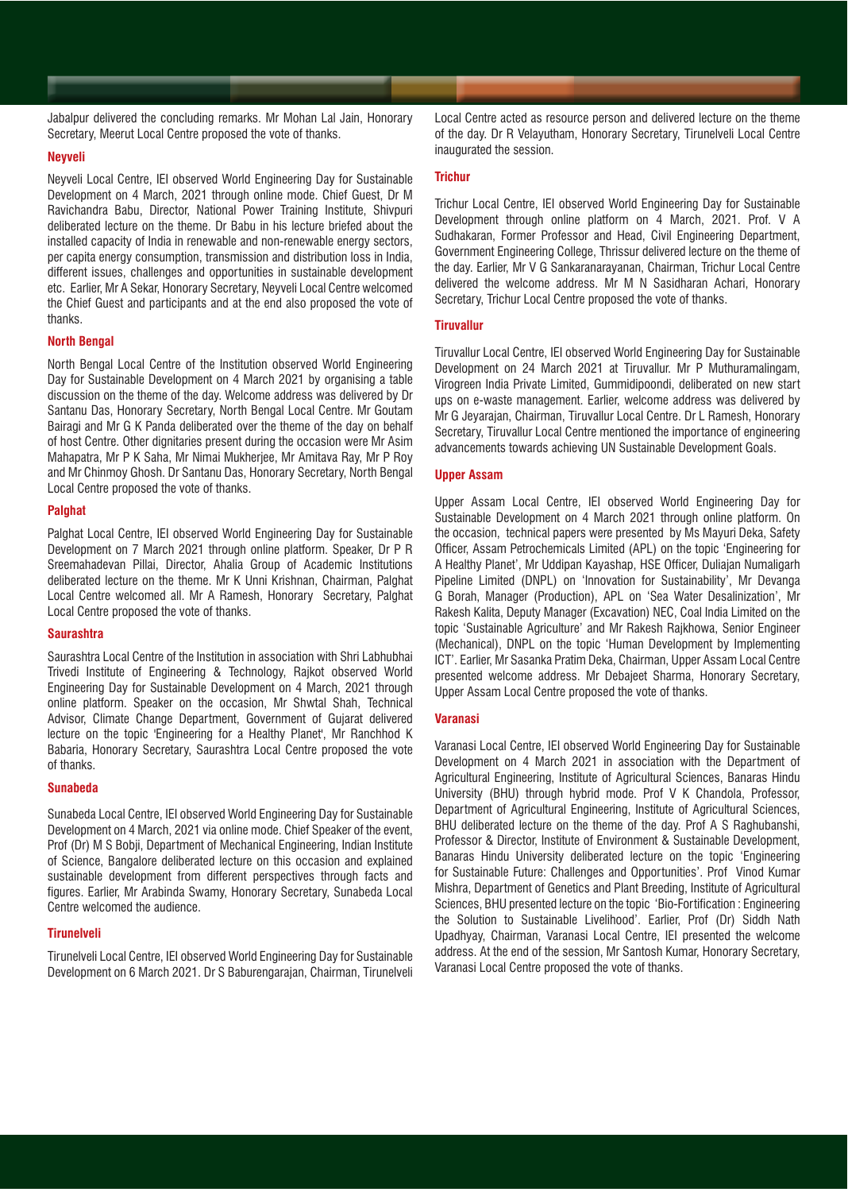Jabalpur delivered the concluding remarks. Mr Mohan Lal Jain, Honorary Secretary, Meerut Local Centre proposed the vote of thanks.

### Neyveli

Neyveli Local Centre, IEI observed World Engineering Day for Sustainable Development on 4 March, 2021 through online mode. Chief Guest, Dr M Ravichandra Babu, Director, National Power Training Institute, Shivpuri deliberated lecture on the theme. Dr Babu in his lecture briefed about the installed capacity of India in renewable and non-renewable energy sectors, per capita energy consumption, transmission and distribution loss in India, different issues, challenges and opportunities in sustainable development etc. Earlier, Mr A Sekar, Honorary Secretary, Neyveli Local Centre welcomed the Chief Guest and participants and at the end also proposed the vote of thanks.

### North Bengal

North Bengal Local Centre of the Institution observed World Engineering Day for Sustainable Development on 4 March 2021 by organising a table discussion on the theme of the day. Welcome address was delivered by Dr Santanu Das, Honorary Secretary, North Bengal Local Centre. Mr Goutam Bairagi and Mr G K Panda deliberated over the theme of the day on behalf of host Centre. Other dignitaries present during the occasion were Mr Asim Mahapatra, Mr P K Saha, Mr Nimai Mukherjee, Mr Amitava Ray, Mr P Roy and Mr Chinmoy Ghosh. Dr Santanu Das, Honorary Secretary, North Bengal Local Centre proposed the vote of thanks.

### Palghat

Palghat Local Centre, IEI observed World Engineering Day for Sustainable Development on 7 March 2021 through online platform. Speaker, Dr P R Sreemahadevan Pillai, Director, Ahalia Group of Academic Institutions deliberated lecture on the theme. Mr K Unni Krishnan, Chairman, Palghat Local Centre welcomed all. Mr A Ramesh, Honorary Secretary, Palghat Local Centre proposed the vote of thanks.

### Saurashtra

Saurashtra Local Centre of the Institution in association with Shri Labhubhai Trivedi Institute of Engineering & Technology, Rajkot observed World Engineering Day for Sustainable Development on 4 March, 2021 through online platform. Speaker on the occasion, Mr Shwtal Shah, Technical Advisor, Climate Change Department, Government of Gujarat delivered lecture on the topic 'Engineering for a Healthy Planet', Mr Ranchhod K Babaria, Honorary Secretary, Saurashtra Local Centre proposed the vote of thanks.

### Sunabeda

Sunabeda Local Centre, IEI observed World Engineering Day for Sustainable Development on 4 March, 2021 via online mode. Chief Speaker of the event, Prof (Dr) M S Bobji, Department of Mechanical Engineering, Indian Institute of Science, Bangalore deliberated lecture on this occasion and explained sustainable development from different perspectives through facts and figures. Earlier, Mr Arabinda Swamy, Honorary Secretary, Sunabeda Local Centre welcomed the audience.

### Tirunelveli

Tirunelveli Local Centre, IEI observed World Engineering Day for Sustainable Development on 6 March 2021. Dr S Baburengarajan, Chairman, Tirunelveli Local Centre acted as resource person and delivered lecture on the theme of the day. Dr R Velayutham, Honorary Secretary, Tirunelveli Local Centre inaugurated the session.

### Trichur

Trichur Local Centre, IEI observed World Engineering Day for Sustainable Development through online platform on 4 March, 2021. Prof. V A Sudhakaran, Former Professor and Head, Civil Engineering Department, Government Engineering College, Thrissur delivered lecture on the theme of the day. Earlier, Mr V G Sankaranarayanan, Chairman, Trichur Local Centre delivered the welcome address. Mr M N Sasidharan Achari, Honorary Secretary, Trichur Local Centre proposed the vote of thanks.

### Tiruvallur

Tiruvallur Local Centre, IEI observed World Engineering Day for Sustainable Development on 24 March 2021 at Tiruvallur. Mr P Muthuramalingam, Virogreen India Private Limited, Gummidipoondi, deliberated on new start ups on e-waste management. Earlier, welcome address was delivered by Mr G Jeyarajan, Chairman, Tiruvallur Local Centre. Dr L Ramesh, Honorary Secretary, Tiruvallur Local Centre mentioned the importance of engineering advancements towards achieving UN Sustainable Development Goals.

### Upper Assam

Upper Assam Local Centre, IEI observed World Engineering Day for Sustainable Development on 4 March 2021 through online platform. On the occasion, technical papers were presented by Ms Mayuri Deka, Safety Officer, Assam Petrochemicals Limited (APL) on the topic 'Engineering for A Healthy Planet', Mr Uddipan Kayashap, HSE Officer, Duliajan Numaligarh Pipeline Limited (DNPL) on 'Innovation for Sustainability', Mr Devanga G Borah, Manager (Production), APL on 'Sea Water Desalinization', Mr Rakesh Kalita, Deputy Manager (Excavation) NEC, Coal India Limited on the topic 'Sustainable Agriculture' and Mr Rakesh Rajkhowa, Senior Engineer (Mechanical), DNPL on the topic 'Human Development by Implementing ICT'. Earlier, Mr Sasanka Pratim Deka, Chairman, Upper Assam Local Centre presented welcome address. Mr Debajeet Sharma, Honorary Secretary, Upper Assam Local Centre proposed the vote of thanks.

### Varanasi

Varanasi Local Centre, IEI observed World Engineering Day for Sustainable Development on 4 March 2021 in association with the Department of Agricultural Engineering, Institute of Agricultural Sciences, Banaras Hindu University (BHU) through hybrid mode. Prof V K Chandola, Professor, Department of Agricultural Engineering, Institute of Agricultural Sciences, BHU deliberated lecture on the theme of the day. Prof A S Raghubanshi, Professor & Director, Institute of Environment & Sustainable Development, Banaras Hindu University deliberated lecture on the topic 'Engineering for Sustainable Future: Challenges and Opportunities'. Prof Vinod Kumar Mishra, Department of Genetics and Plant Breeding, Institute of Agricultural Sciences, BHU presented lecture on the topic 'Bio-Fortification : Engineering the Solution to Sustainable Livelihood'. Earlier, Prof (Dr) Siddh Nath Upadhyay, Chairman, Varanasi Local Centre, IEI presented the welcome address. At the end of the session, Mr Santosh Kumar, Honorary Secretary, Varanasi Local Centre proposed the vote of thanks.